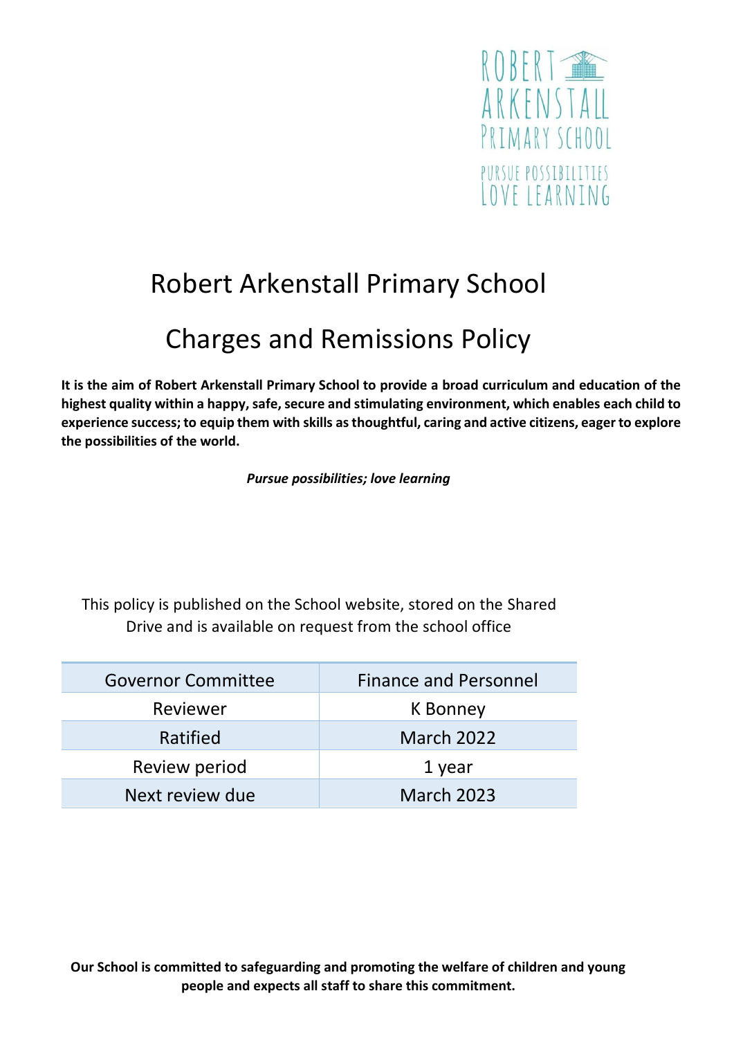ROBERT ARKENSTALL PRIMARY SCHOOL

PURSUE POSSIBILITIES LOVE LEARNING

# Robert Arkenstall Primary School

# Charges and Remissions Policy

**It is the aim of Robert Arkenstall Primary School to provide a broad curriculum and education of the highest quality within a happy, safe, secure and stimulating environment, which enables each child to experience success; to equip them with skills as thoughtful, caring and active citizens, eager to explore the possibilities of the world.**

***Pursue possibilities; love learning***

This policy is published on the School website, stored on the Shared Drive and is available on request from the school office

| Governor Committee | Finance and Personnel |
|---|---|
| Reviewer | K Bonney |
| Ratified | March 2022 |
| Review period | 1 year |
| Next review due | March 2023 |

**Our School is committed to safeguarding and promoting the welfare of children and young people and expects all staff to share this commitment.**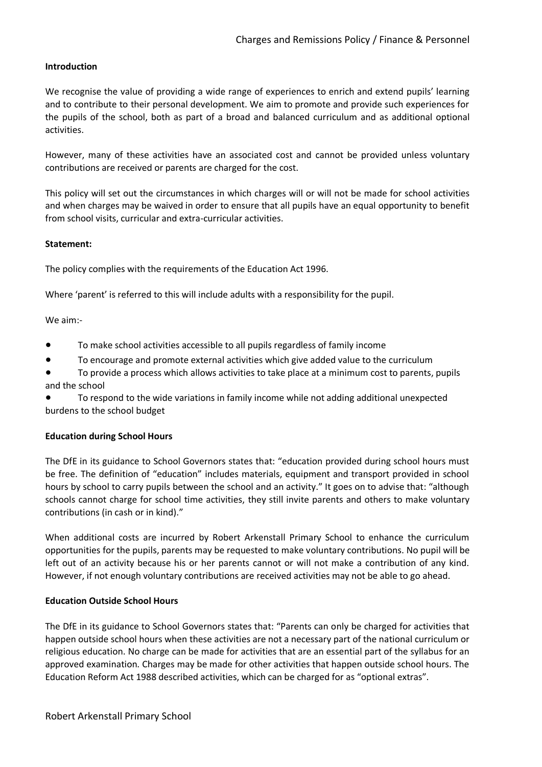**Introduction**

We recognise the value of providing a wide range of experiences to enrich and extend pupils' learning and to contribute to their personal development. We aim to promote and provide such experiences for the pupils of the school, both as part of a broad and balanced curriculum and as additional optional activities.

However, many of these activities have an associated cost and cannot be provided unless voluntary contributions are received or parents are charged for the cost.

This policy will set out the circumstances in which charges will or will not be made for school activities and when charges may be waived in order to ensure that all pupils have an equal opportunity to benefit from school visits, curricular and extra-curricular activities.

**Statement:**

The policy complies with the requirements of the Education Act 1996.

Where 'parent' is referred to this will include adults with a responsibility for the pupil.

We aim:-

- To make school activities accessible to all pupils regardless of family income
- To encourage and promote external activities which give added value to the curriculum
- To provide a process which allows activities to take place at a minimum cost to parents, pupils and the school
- To respond to the wide variations in family income while not adding additional unexpected burdens to the school budget

**Education during School Hours**

The DfE in its guidance to School Governors states that: "education provided during school hours must be free. The definition of "education" includes materials, equipment and transport provided in school hours by school to carry pupils between the school and an activity." It goes on to advise that: "although schools cannot charge for school time activities, they still invite parents and others to make voluntary contributions (in cash or in kind)."

When additional costs are incurred by Robert Arkenstall Primary School to enhance the curriculum opportunities for the pupils, parents may be requested to make voluntary contributions. No pupil will be left out of an activity because his or her parents cannot or will not make a contribution of any kind. However, if not enough voluntary contributions are received activities may not be able to go ahead.

**Education Outside School Hours**

The DfE in its guidance to School Governors states that: "Parents can only be charged for activities that happen outside school hours when these activities are not a necessary part of the national curriculum or religious education. No charge can be made for activities that are an essential part of the syllabus for an approved examination. Charges may be made for other activities that happen outside school hours. The Education Reform Act 1988 described activities, which can be charged for as "optional extras".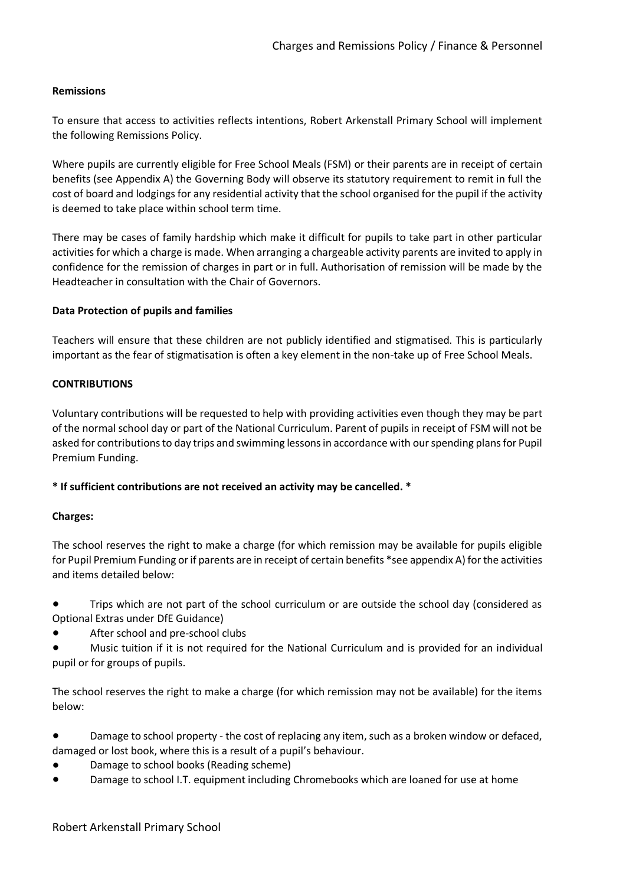**Remissions**

To ensure that access to activities reflects intentions, Robert Arkenstall Primary School will implement the following Remissions Policy.

Where pupils are currently eligible for Free School Meals (FSM) or their parents are in receipt of certain benefits (see Appendix A) the Governing Body will observe its statutory requirement to remit in full the cost of board and lodgings for any residential activity that the school organised for the pupil if the activity is deemed to take place within school term time.

There may be cases of family hardship which make it difficult for pupils to take part in other particular activities for which a charge is made. When arranging a chargeable activity parents are invited to apply in confidence for the remission of charges in part or in full. Authorisation of remission will be made by the Headteacher in consultation with the Chair of Governors.

**Data Protection of pupils and families**

Teachers will ensure that these children are not publicly identified and stigmatised. This is particularly important as the fear of stigmatisation is often a key element in the non-take up of Free School Meals.

**CONTRIBUTIONS**

Voluntary contributions will be requested to help with providing activities even though they may be part of the normal school day or part of the National Curriculum. Parent of pupils in receipt of FSM will not be asked for contributions to day trips and swimming lessons in accordance with our spending plans for Pupil Premium Funding.

**\* If sufficient contributions are not received an activity may be cancelled. \***

**Charges:**

The school reserves the right to make a charge (for which remission may be available for pupils eligible for Pupil Premium Funding or if parents are in receipt of certain benefits *see appendix A) for the activities and items detailed below:

- Trips which are not part of the school curriculum or are outside the school day (considered as Optional Extras under DfE Guidance)
- After school and pre-school clubs
- Music tuition if it is not required for the National Curriculum and is provided for an individual pupil or for groups of pupils.

The school reserves the right to make a charge (for which remission may not be available) for the items below:

- Damage to school property - the cost of replacing any item, such as a broken window or defaced, damaged or lost book, where this is a result of a pupil's behaviour.
- Damage to school books (Reading scheme)
- Damage to school I.T. equipment including Chromebooks which are loaned for use at home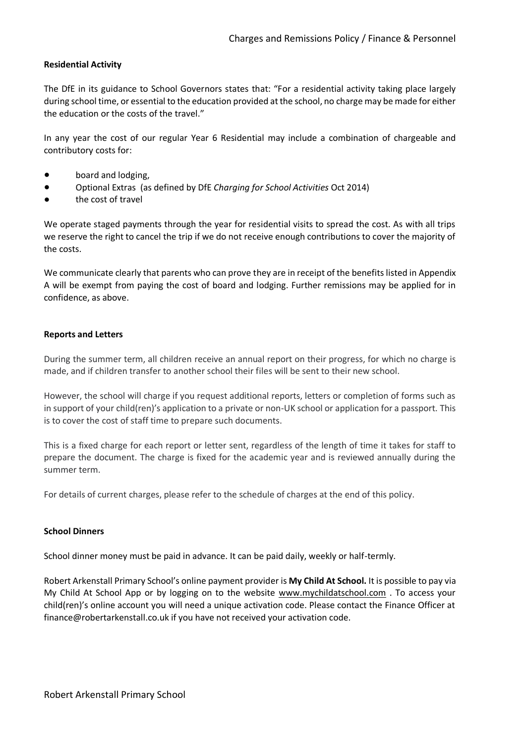**Residential Activity**

The DfE in its guidance to School Governors states that: "For a residential activity taking place largely during school time, or essential to the education provided at the school, no charge may be made for either the education or the costs of the travel."

In any year the cost of our regular Year 6 Residential may include a combination of chargeable and contributory costs for:

- board and lodging,
- Optional Extras (as defined by DfE *Charging for School Activities* Oct 2014)
- the cost of travel

We operate staged payments through the year for residential visits to spread the cost. As with all trips we reserve the right to cancel the trip if we do not receive enough contributions to cover the majority of the costs.

We communicate clearly that parents who can prove they are in receipt of the benefits listed in Appendix A will be exempt from paying the cost of board and lodging. Further remissions may be applied for in confidence, as above.

**Reports and Letters**

During the summer term, all children receive an annual report on their progress, for which no charge is made, and if children transfer to another school their files will be sent to their new school.

However, the school will charge if you request additional reports, letters or completion of forms such as in support of your child(ren)'s application to a private or non-UK school or application for a passport. This is to cover the cost of staff time to prepare such documents.

This is a fixed charge for each report or letter sent, regardless of the length of time it takes for staff to prepare the document. The charge is fixed for the academic year and is reviewed annually during the summer term.

For details of current charges, please refer to the schedule of charges at the end of this policy.

**School Dinners**

School dinner money must be paid in advance. It can be paid daily, weekly or half-termly.

Robert Arkenstall Primary School's online payment provider is **My Child At School.** It is possible to pay via My Child At School App or by logging on to the website www.mychildatschool.com . To access your child(ren)'s online account you will need a unique activation code. Please contact the Finance Officer at finance@robertarkenstall.co.uk if you have not received your activation code.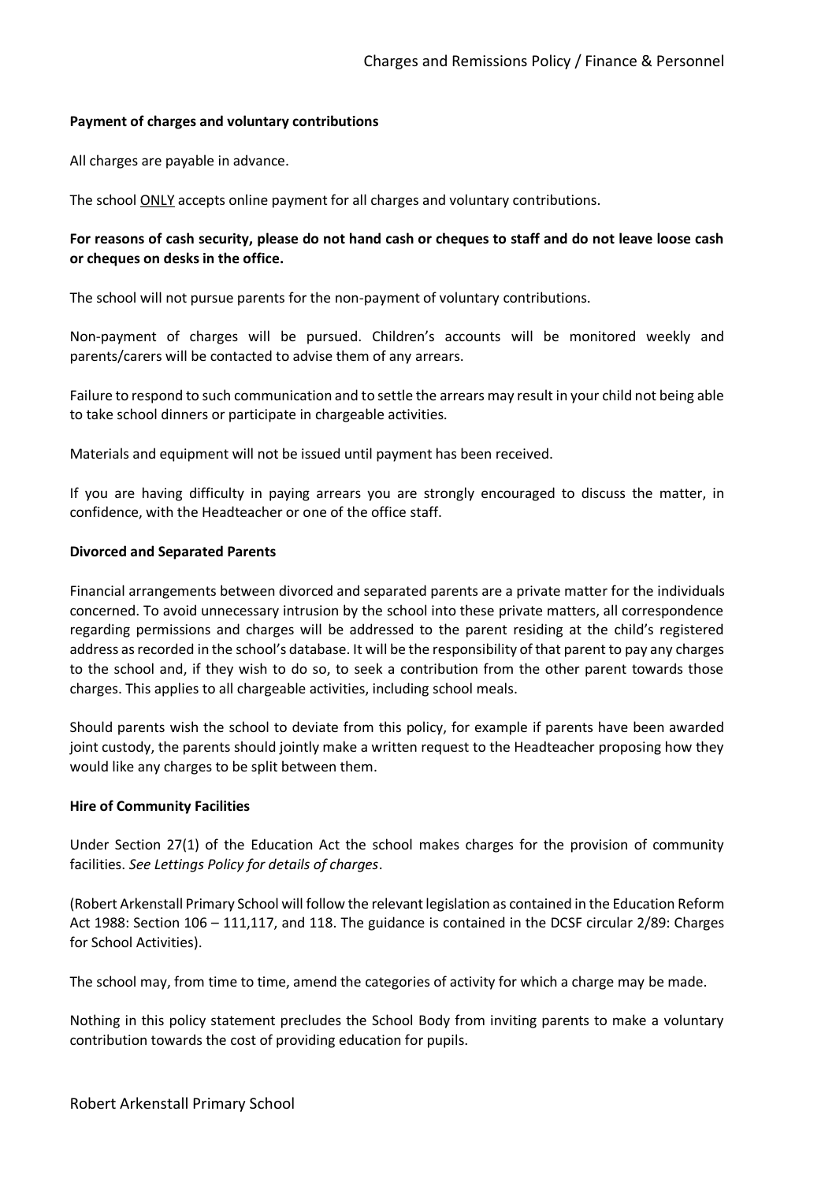**Payment of charges and voluntary contributions**

All charges are payable in advance.

The school <u>ONLY</u> accepts online payment for all charges and voluntary contributions.

**For reasons of cash security, please do not hand cash or cheques to staff and do not leave loose cash or cheques on desks in the office.**

The school will not pursue parents for the non-payment of voluntary contributions.

Non-payment of charges will be pursued. Children's accounts will be monitored weekly and parents/carers will be contacted to advise them of any arrears.

Failure to respond to such communication and to settle the arrears may result in your child not being able to take school dinners or participate in chargeable activities.

Materials and equipment will not be issued until payment has been received.

If you are having difficulty in paying arrears you are strongly encouraged to discuss the matter, in confidence, with the Headteacher or one of the office staff.

**Divorced and Separated Parents**

Financial arrangements between divorced and separated parents are a private matter for the individuals concerned. To avoid unnecessary intrusion by the school into these private matters, all correspondence regarding permissions and charges will be addressed to the parent residing at the child's registered address as recorded in the school's database. It will be the responsibility of that parent to pay any charges to the school and, if they wish to do so, to seek a contribution from the other parent towards those charges. This applies to all chargeable activities, including school meals.

Should parents wish the school to deviate from this policy, for example if parents have been awarded joint custody, the parents should jointly make a written request to the Headteacher proposing how they would like any charges to be split between them.

**Hire of Community Facilities**

Under Section 27(1) of the Education Act the school makes charges for the provision of community facilities. *See Lettings Policy for details of charges*.

(Robert Arkenstall Primary School will follow the relevant legislation as contained in the Education Reform Act 1988: Section 106 – 111,117, and 118. The guidance is contained in the DCSF circular 2/89: Charges for School Activities).

The school may, from time to time, amend the categories of activity for which a charge may be made.

Nothing in this policy statement precludes the School Body from inviting parents to make a voluntary contribution towards the cost of providing education for pupils.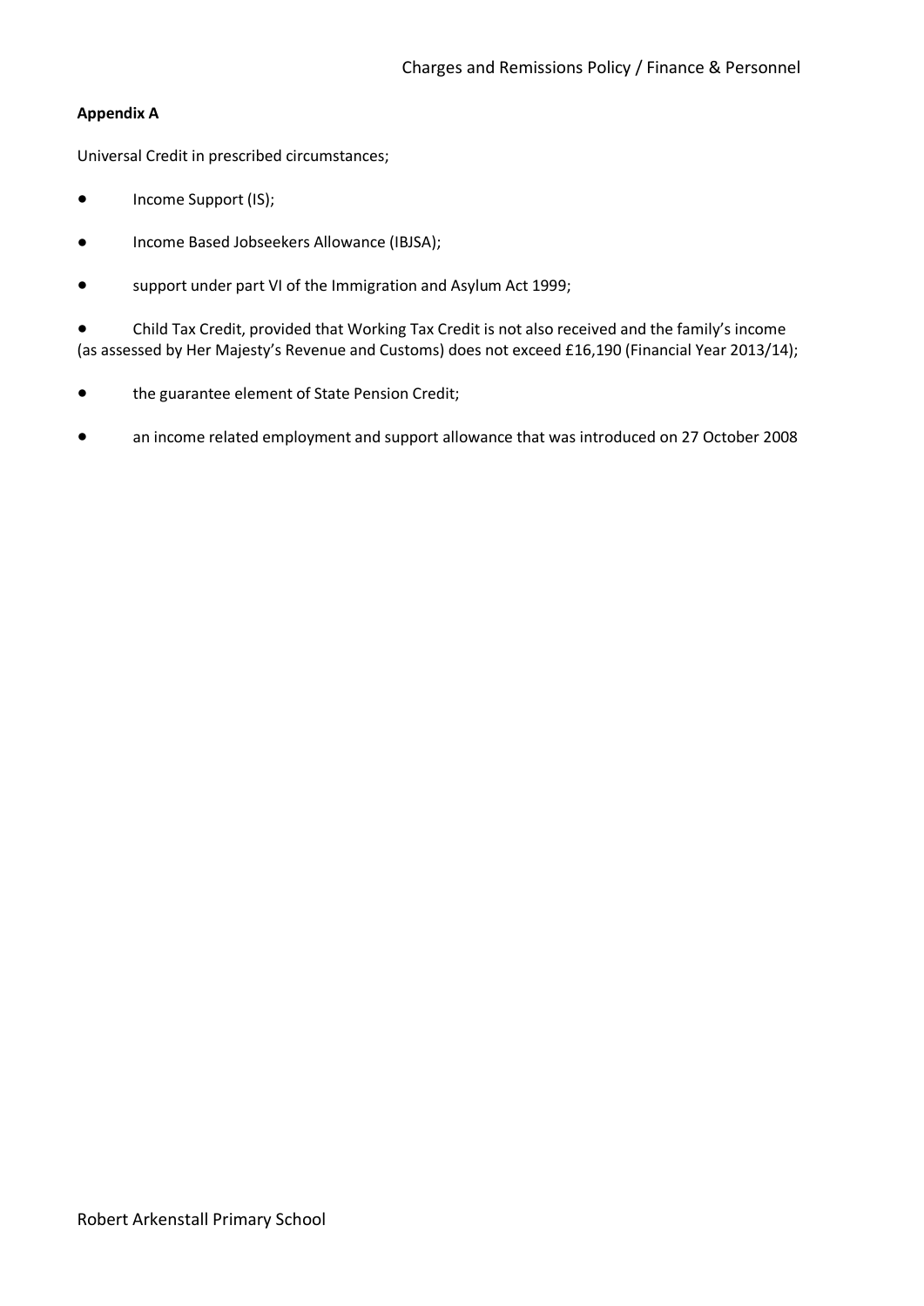**Appendix A**

Universal Credit in prescribed circumstances;

- Income Support (IS);
- Income Based Jobseekers Allowance (IBJSA);
- support under part VI of the Immigration and Asylum Act 1999;
- Child Tax Credit, provided that Working Tax Credit is not also received and the family's income (as assessed by Her Majesty's Revenue and Customs) does not exceed £16,190 (Financial Year 2013/14);
- the guarantee element of State Pension Credit;
- an income related employment and support allowance that was introduced on 27 October 2008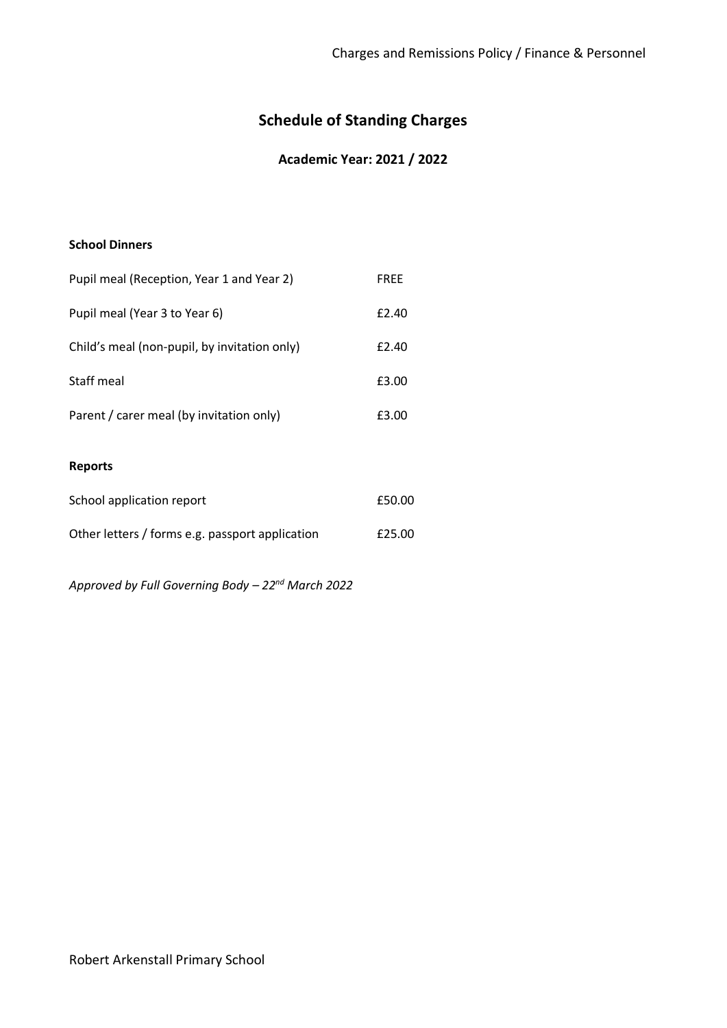# Schedule of Standing Charges

## Academic Year: 2021 / 2022

**School Dinners**

| | |
|---|---|
| Pupil meal (Reception, Year 1 and Year 2) | FREE |
| Pupil meal (Year 3 to Year 6) | £2.40 |
| Child's meal (non-pupil, by invitation only) | £2.40 |
| Staff meal | £3.00 |
| Parent / carer meal (by invitation only) | £3.00 |

**Reports**

| | |
|---|---|
| School application report | £50.00 |
| Other letters / forms e.g. passport application | £25.00 |

*Approved by Full Governing Body – 22nd March 2022*